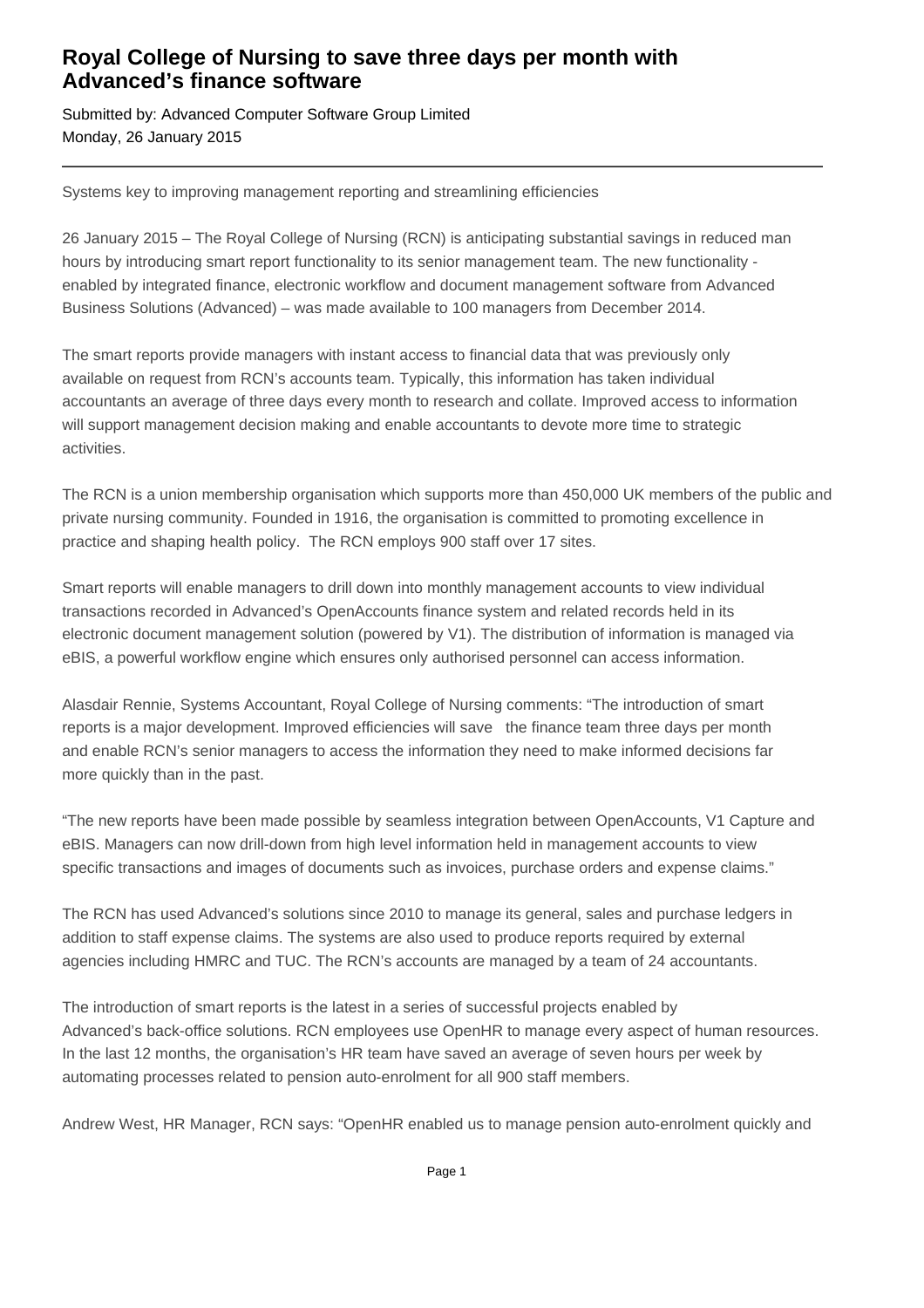# Royal College of Nursing to save three days per month with Advanced's finance software

Submitted by: Advanced Computer Software Group Limited
Monday, 26 January 2015

---

Systems key to improving management reporting and streamlining efficiencies

26 January 2015 – The Royal College of Nursing (RCN) is anticipating substantial savings in reduced man hours by introducing smart report functionality to its senior management team. The new functionality - enabled by integrated finance, electronic workflow and document management software from Advanced Business Solutions (Advanced) – was made available to 100 managers from December 2014.

The smart reports provide managers with instant access to financial data that was previously only available on request from RCN's accounts team. Typically, this information has taken individual accountants an average of three days every month to research and collate. Improved access to information will support management decision making and enable accountants to devote more time to strategic activities.

The RCN is a union membership organisation which supports more than 450,000 UK members of the public and private nursing community. Founded in 1916, the organisation is committed to promoting excellence in practice and shaping health policy. The RCN employs 900 staff over 17 sites.

Smart reports will enable managers to drill down into monthly management accounts to view individual transactions recorded in Advanced's OpenAccounts finance system and related records held in its electronic document management solution (powered by V1). The distribution of information is managed via eBIS, a powerful workflow engine which ensures only authorised personnel can access information.

Alasdair Rennie, Systems Accountant, Royal College of Nursing comments: "The introduction of smart reports is a major development. Improved efficiencies will save the finance team three days per month and enable RCN's senior managers to access the information they need to make informed decisions far more quickly than in the past.

"The new reports have been made possible by seamless integration between OpenAccounts, V1 Capture and eBIS. Managers can now drill-down from high level information held in management accounts to view specific transactions and images of documents such as invoices, purchase orders and expense claims."

The RCN has used Advanced's solutions since 2010 to manage its general, sales and purchase ledgers in addition to staff expense claims. The systems are also used to produce reports required by external agencies including HMRC and TUC. The RCN's accounts are managed by a team of 24 accountants.

The introduction of smart reports is the latest in a series of successful projects enabled by Advanced's back-office solutions. RCN employees use OpenHR to manage every aspect of human resources. In the last 12 months, the organisation's HR team have saved an average of seven hours per week by automating processes related to pension auto-enrolment for all 900 staff members.

Andrew West, HR Manager, RCN says: "OpenHR enabled us to manage pension auto-enrolment quickly and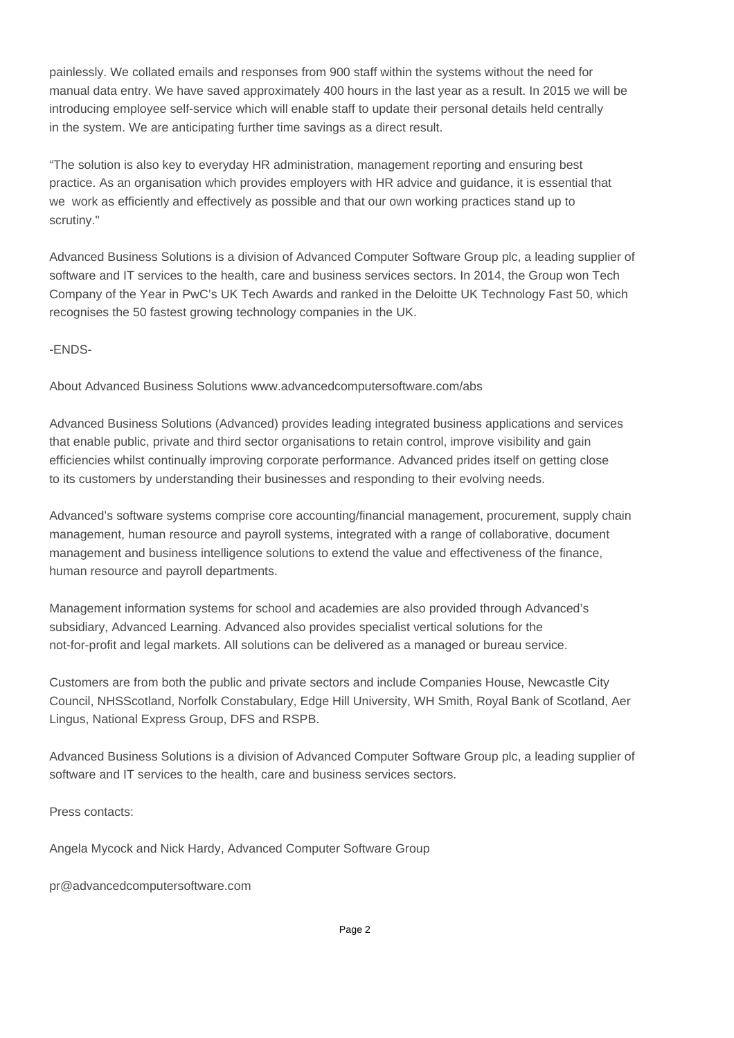painlessly. We collated emails and responses from 900 staff within the systems without the need for manual data entry. We have saved approximately 400 hours in the last year as a result. In 2015 we will be introducing employee self-service which will enable staff to update their personal details held centrally in the system. We are anticipating further time savings as a direct result.

"The solution is also key to everyday HR administration, management reporting and ensuring best practice. As an organisation which provides employers with HR advice and guidance, it is essential that we work as efficiently and effectively as possible and that our own working practices stand up to scrutiny."

Advanced Business Solutions is a division of Advanced Computer Software Group plc, a leading supplier of software and IT services to the health, care and business services sectors. In 2014, the Group won Tech Company of the Year in PwC's UK Tech Awards and ranked in the Deloitte UK Technology Fast 50, which recognises the 50 fastest growing technology companies in the UK.

-ENDS-

About Advanced Business Solutions www.advancedcomputersoftware.com/abs

Advanced Business Solutions (Advanced) provides leading integrated business applications and services that enable public, private and third sector organisations to retain control, improve visibility and gain efficiencies whilst continually improving corporate performance. Advanced prides itself on getting close to its customers by understanding their businesses and responding to their evolving needs.

Advanced's software systems comprise core accounting/financial management, procurement, supply chain management, human resource and payroll systems, integrated with a range of collaborative, document management and business intelligence solutions to extend the value and effectiveness of the finance, human resource and payroll departments.

Management information systems for school and academies are also provided through Advanced's subsidiary, Advanced Learning. Advanced also provides specialist vertical solutions for the not-for-profit and legal markets. All solutions can be delivered as a managed or bureau service.

Customers are from both the public and private sectors and include Companies House, Newcastle City Council, NHSScotland, Norfolk Constabulary, Edge Hill University, WH Smith, Royal Bank of Scotland, Aer Lingus, National Express Group, DFS and RSPB.

Advanced Business Solutions is a division of Advanced Computer Software Group plc, a leading supplier of software and IT services to the health, care and business services sectors.

Press contacts:

Angela Mycock and Nick Hardy, Advanced Computer Software Group

pr@advancedcomputersoftware.com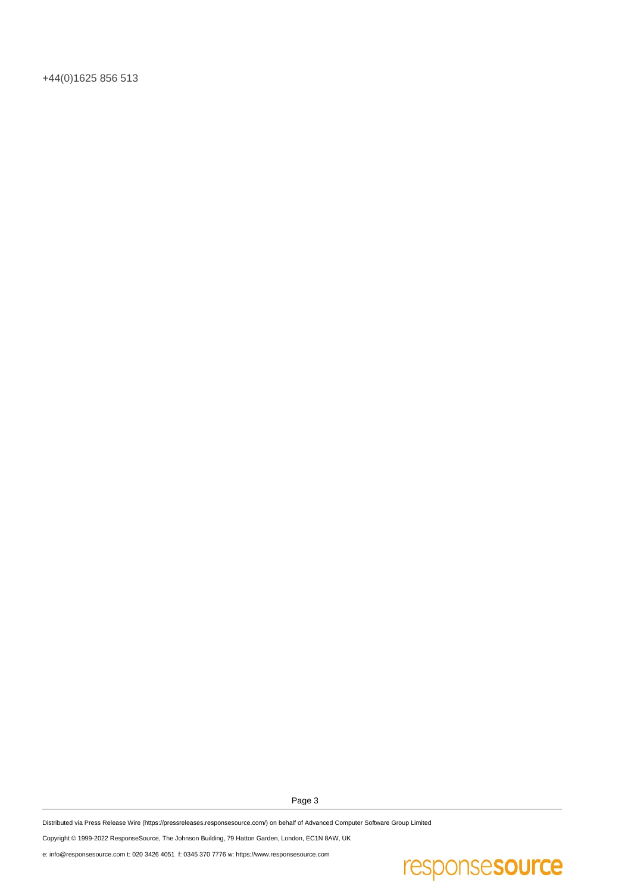+44(0)1625 856 513